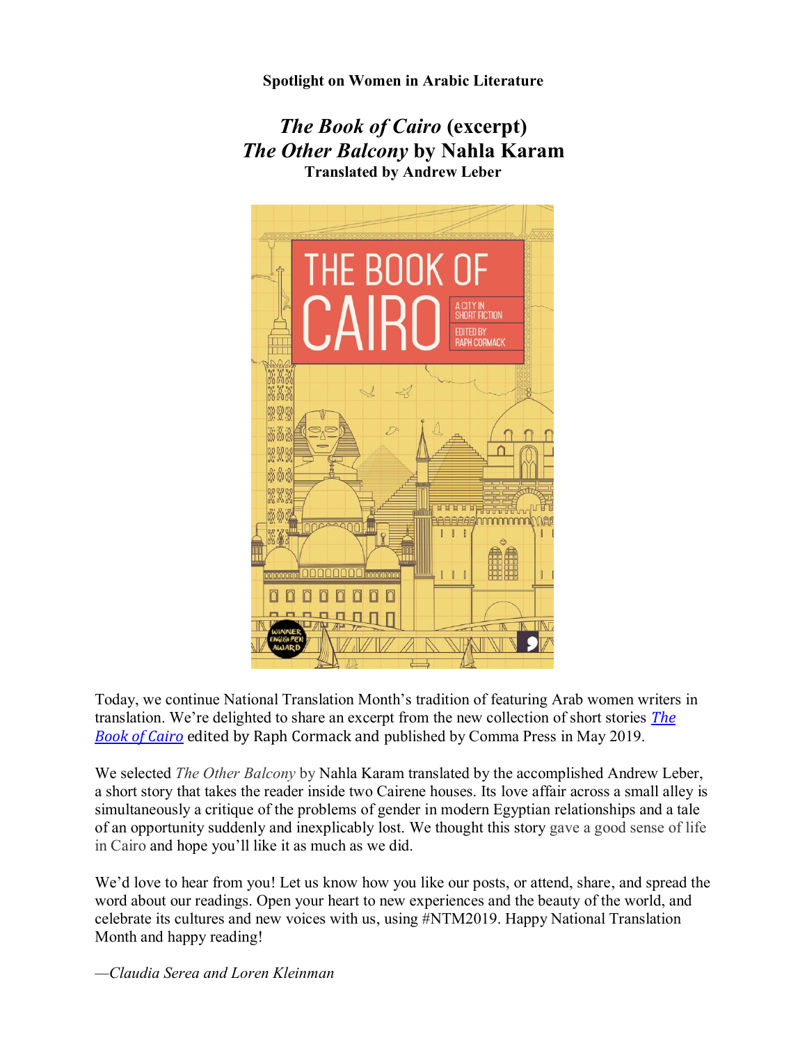**Spotlight on Women in Arabic Literature**

# *The Book of Cairo* (excerpt)
# *The Other Balcony* by Nahla Karam
### Translated by Andrew Leber

Today, we continue National Translation Month's tradition of featuring Arab women writers in translation. We're delighted to share an excerpt from the new collection of short stories *The Book of Cairo* edited by Raph Cormack and published by Comma Press in May 2019.

We selected *The Other Balcony* by Nahla Karam translated by the accomplished Andrew Leber, a short story that takes the reader inside two Cairene houses. Its love affair across a small alley is simultaneously a critique of the problems of gender in modern Egyptian relationships and a tale of an opportunity suddenly and inexplicably lost. We thought this story gave a good sense of life in Cairo and hope you'll like it as much as we did.

We'd love to hear from you! Let us know how you like our posts, or attend, share, and spread the word about our readings. Open your heart to new experiences and the beauty of the world, and celebrate its cultures and new voices with us, using #NTM2019. Happy National Translation Month and happy reading!

*—Claudia Serea and Loren Kleinman*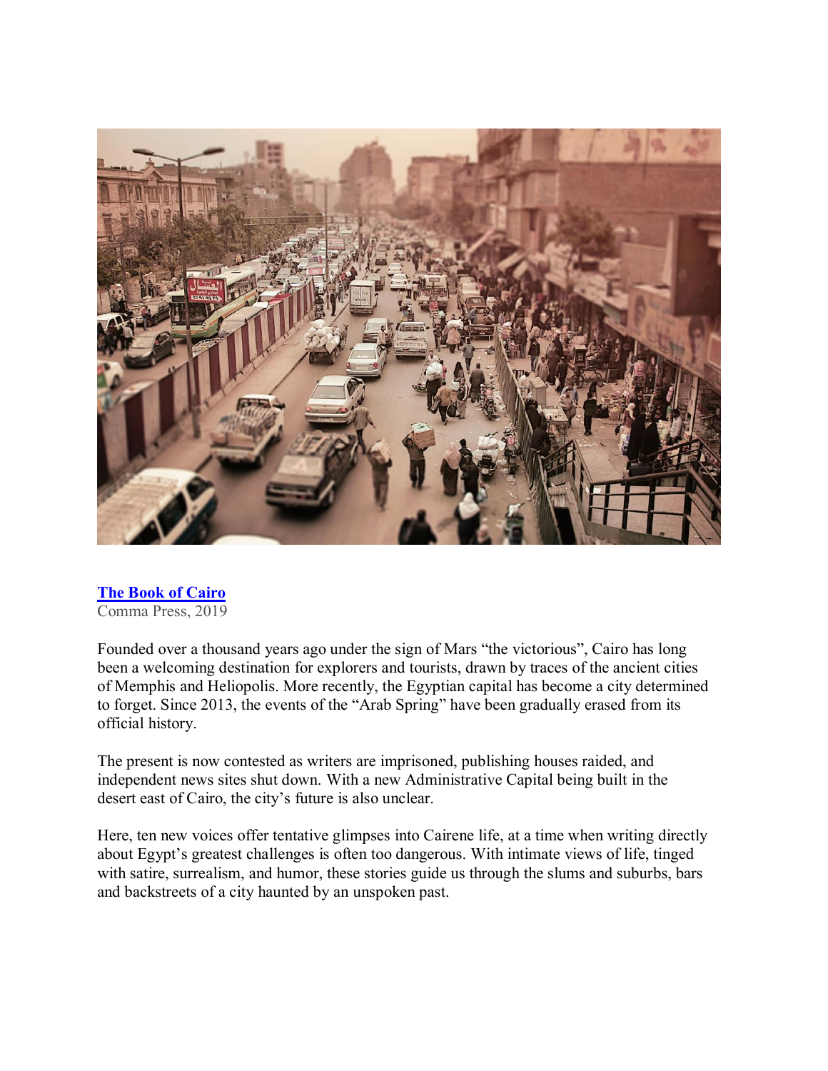**[The Book of Cairo](#)**
Comma Press, 2019

Founded over a thousand years ago under the sign of Mars "the victorious", Cairo has long been a welcoming destination for explorers and tourists, drawn by traces of the ancient cities of Memphis and Heliopolis. More recently, the Egyptian capital has become a city determined to forget. Since 2013, the events of the "Arab Spring" have been gradually erased from its official history.

The present is now contested as writers are imprisoned, publishing houses raided, and independent news sites shut down. With a new Administrative Capital being built in the desert east of Cairo, the city's future is also unclear.

Here, ten new voices offer tentative glimpses into Cairene life, at a time when writing directly about Egypt's greatest challenges is often too dangerous. With intimate views of life, tinged with satire, surrealism, and humor, these stories guide us through the slums and suburbs, bars and backstreets of a city haunted by an unspoken past.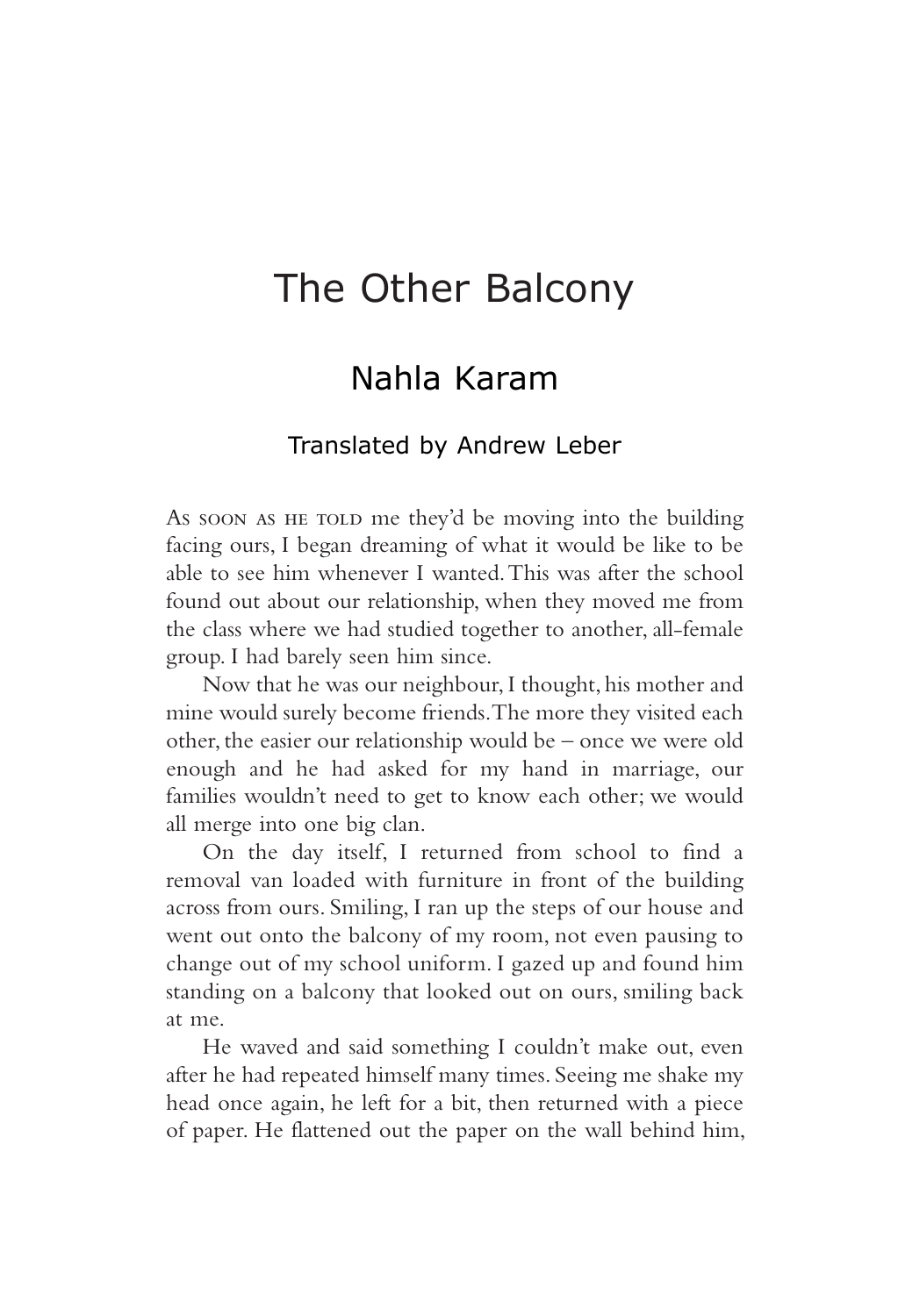# The Other Balcony

## Nahla Karam

### Translated by Andrew Leber

As soon as he told me they'd be moving into the building facing ours, I began dreaming of what it would be like to be able to see him whenever I wanted. This was after the school found out about our relationship, when they moved me from the class where we had studied together to another, all-female group. I had barely seen him since.

Now that he was our neighbour, I thought, his mother and mine would surely become friends. The more they visited each other, the easier our relationship would be – once we were old enough and he had asked for my hand in marriage, our families wouldn't need to get to know each other; we would all merge into one big clan.

On the day itself, I returned from school to find a removal van loaded with furniture in front of the building across from ours. Smiling, I ran up the steps of our house and went out onto the balcony of my room, not even pausing to change out of my school uniform. I gazed up and found him standing on a balcony that looked out on ours, smiling back at me.

He waved and said something I couldn't make out, even after he had repeated himself many times. Seeing me shake my head once again, he left for a bit, then returned with a piece of paper. He flattened out the paper on the wall behind him,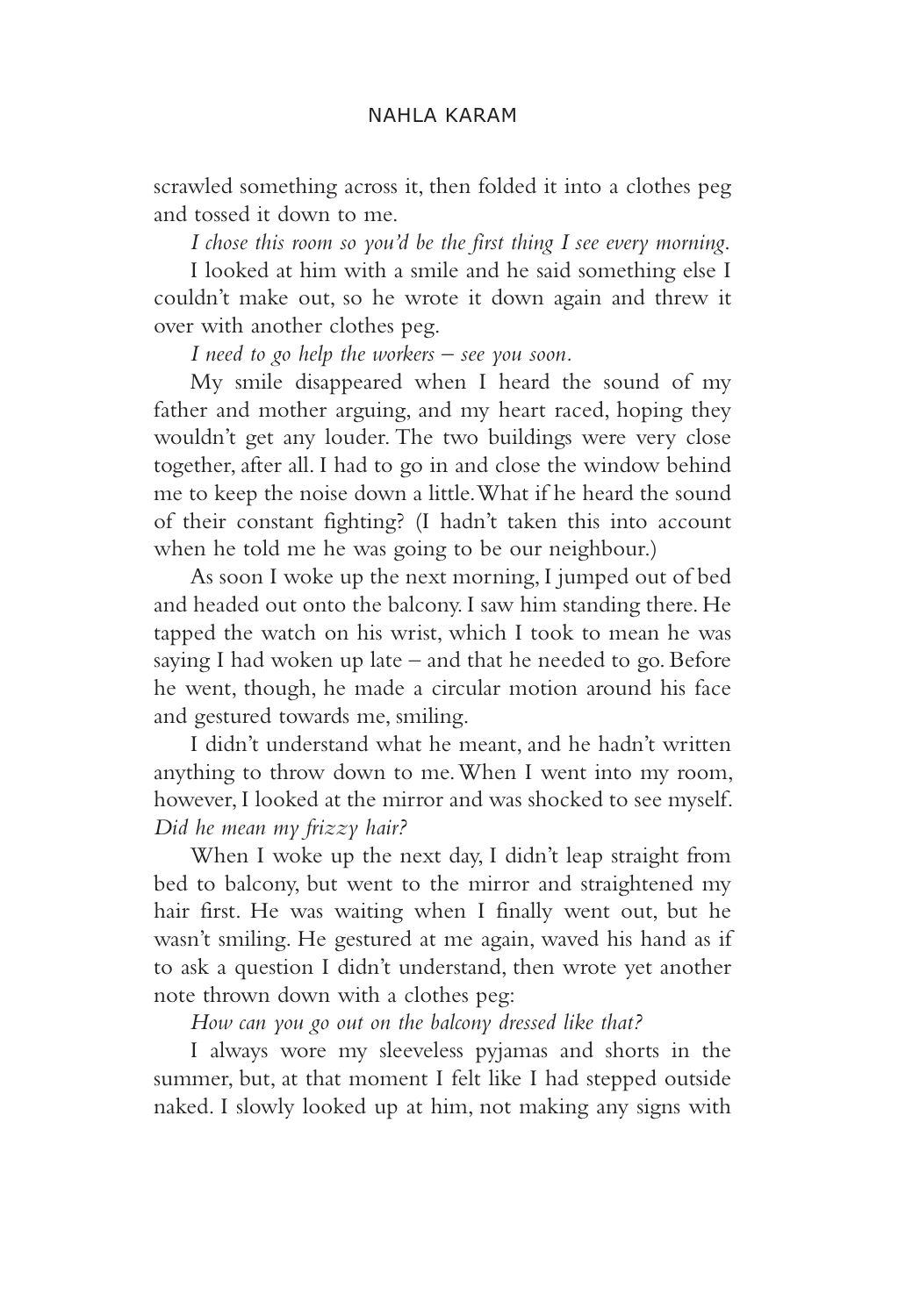scrawled something across it, then folded it into a clothes peg and tossed it down to me.

*I chose this room so you'd be the first thing I see every morning.*

I looked at him with a smile and he said something else I couldn't make out, so he wrote it down again and threw it over with another clothes peg.

*I need to go help the workers – see you soon.*

My smile disappeared when I heard the sound of my father and mother arguing, and my heart raced, hoping they wouldn't get any louder. The two buildings were very close together, after all. I had to go in and close the window behind me to keep the noise down a little. What if he heard the sound of their constant fighting? (I hadn't taken this into account when he told me he was going to be our neighbour.)

As soon I woke up the next morning, I jumped out of bed and headed out onto the balcony. I saw him standing there. He tapped the watch on his wrist, which I took to mean he was saying I had woken up late – and that he needed to go. Before he went, though, he made a circular motion around his face and gestured towards me, smiling.

I didn't understand what he meant, and he hadn't written anything to throw down to me. When I went into my room, however, I looked at the mirror and was shocked to see myself. *Did he mean my frizzy hair?*

When I woke up the next day, I didn't leap straight from bed to balcony, but went to the mirror and straightened my hair first. He was waiting when I finally went out, but he wasn't smiling. He gestured at me again, waved his hand as if to ask a question I didn't understand, then wrote yet another note thrown down with a clothes peg:

*How can you go out on the balcony dressed like that?*

I always wore my sleeveless pyjamas and shorts in the summer, but, at that moment I felt like I had stepped outside naked. I slowly looked up at him, not making any signs with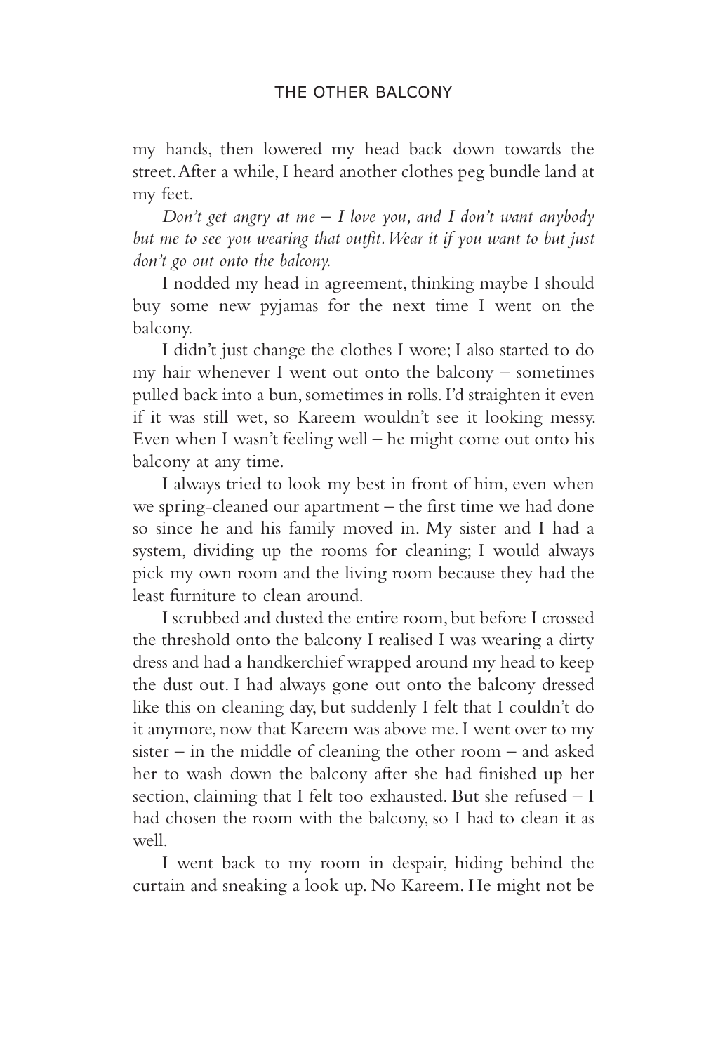my hands, then lowered my head back down towards the street. After a while, I heard another clothes peg bundle land at my feet.

*Don't get angry at me – I love you, and I don't want anybody but me to see you wearing that outfit. Wear it if you want to but just don't go out onto the balcony.*

I nodded my head in agreement, thinking maybe I should buy some new pyjamas for the next time I went on the balcony.

I didn't just change the clothes I wore; I also started to do my hair whenever I went out onto the balcony – sometimes pulled back into a bun, sometimes in rolls. I'd straighten it even if it was still wet, so Kareem wouldn't see it looking messy. Even when I wasn't feeling well – he might come out onto his balcony at any time.

I always tried to look my best in front of him, even when we spring-cleaned our apartment – the first time we had done so since he and his family moved in. My sister and I had a system, dividing up the rooms for cleaning; I would always pick my own room and the living room because they had the least furniture to clean around.

I scrubbed and dusted the entire room, but before I crossed the threshold onto the balcony I realised I was wearing a dirty dress and had a handkerchief wrapped around my head to keep the dust out. I had always gone out onto the balcony dressed like this on cleaning day, but suddenly I felt that I couldn't do it anymore, now that Kareem was above me. I went over to my sister – in the middle of cleaning the other room – and asked her to wash down the balcony after she had finished up her section, claiming that I felt too exhausted. But she refused – I had chosen the room with the balcony, so I had to clean it as well.

I went back to my room in despair, hiding behind the curtain and sneaking a look up. No Kareem. He might not be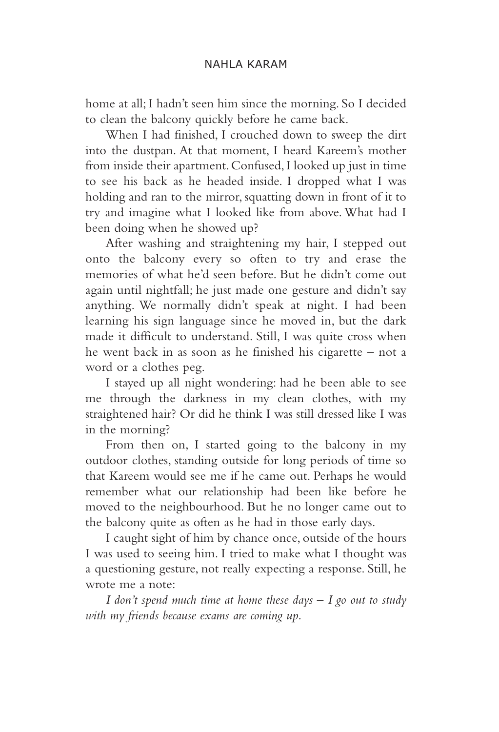home at all; I hadn't seen him since the morning. So I decided to clean the balcony quickly before he came back.

When I had finished, I crouched down to sweep the dirt into the dustpan. At that moment, I heard Kareem's mother from inside their apartment. Confused, I looked up just in time to see his back as he headed inside. I dropped what I was holding and ran to the mirror, squatting down in front of it to try and imagine what I looked like from above. What had I been doing when he showed up?

After washing and straightening my hair, I stepped out onto the balcony every so often to try and erase the memories of what he'd seen before. But he didn't come out again until nightfall; he just made one gesture and didn't say anything. We normally didn't speak at night. I had been learning his sign language since he moved in, but the dark made it difficult to understand. Still, I was quite cross when he went back in as soon as he finished his cigarette – not a word or a clothes peg.

I stayed up all night wondering: had he been able to see me through the darkness in my clean clothes, with my straightened hair? Or did he think I was still dressed like I was in the morning?

From then on, I started going to the balcony in my outdoor clothes, standing outside for long periods of time so that Kareem would see me if he came out. Perhaps he would remember what our relationship had been like before he moved to the neighbourhood. But he no longer came out to the balcony quite as often as he had in those early days.

I caught sight of him by chance once, outside of the hours I was used to seeing him. I tried to make what I thought was a questioning gesture, not really expecting a response. Still, he wrote me a note:

*I don't spend much time at home these days – I go out to study with my friends because exams are coming up.*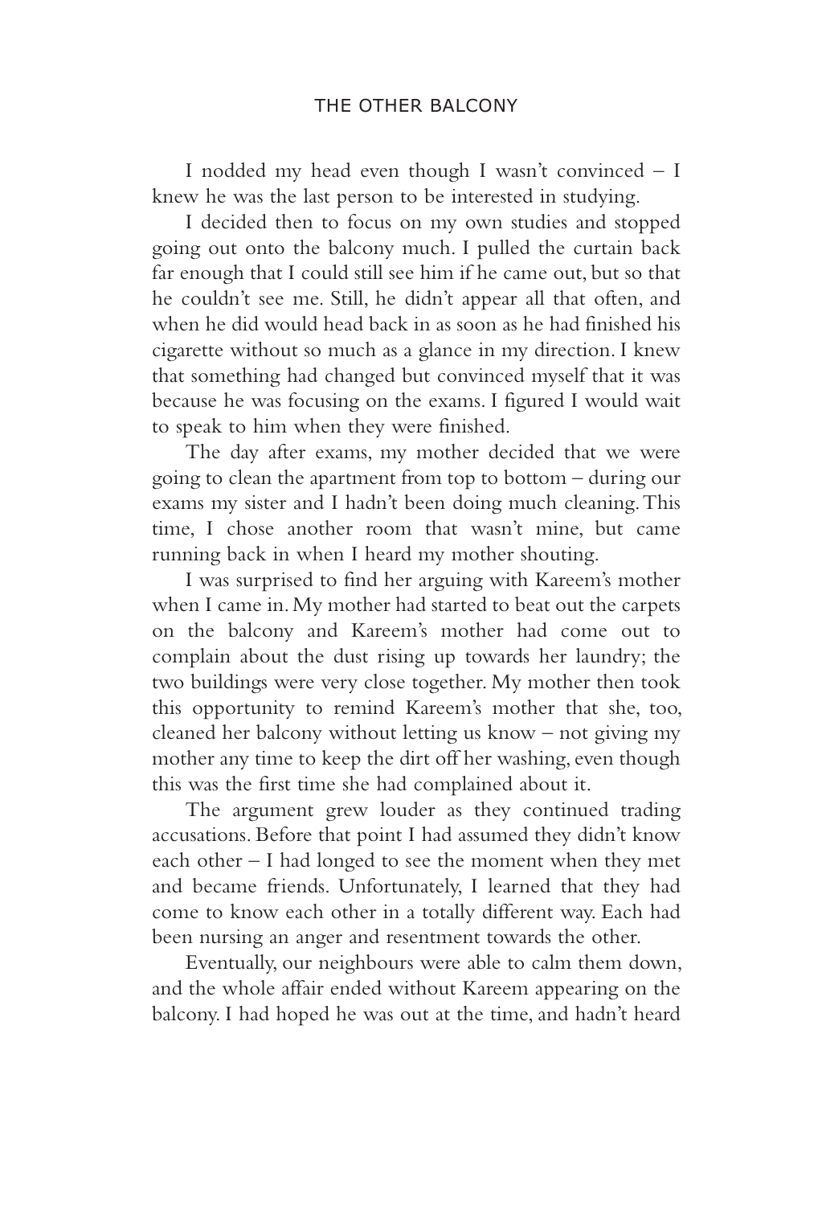I nodded my head even though I wasn't convinced – I knew he was the last person to be interested in studying.

I decided then to focus on my own studies and stopped going out onto the balcony much. I pulled the curtain back far enough that I could still see him if he came out, but so that he couldn't see me. Still, he didn't appear all that often, and when he did would head back in as soon as he had finished his cigarette without so much as a glance in my direction. I knew that something had changed but convinced myself that it was because he was focusing on the exams. I figured I would wait to speak to him when they were finished.

The day after exams, my mother decided that we were going to clean the apartment from top to bottom – during our exams my sister and I hadn't been doing much cleaning. This time, I chose another room that wasn't mine, but came running back in when I heard my mother shouting.

I was surprised to find her arguing with Kareem's mother when I came in. My mother had started to beat out the carpets on the balcony and Kareem's mother had come out to complain about the dust rising up towards her laundry; the two buildings were very close together. My mother then took this opportunity to remind Kareem's mother that she, too, cleaned her balcony without letting us know – not giving my mother any time to keep the dirt off her washing, even though this was the first time she had complained about it.

The argument grew louder as they continued trading accusations. Before that point I had assumed they didn't know each other – I had longed to see the moment when they met and became friends. Unfortunately, I learned that they had come to know each other in a totally different way. Each had been nursing an anger and resentment towards the other.

Eventually, our neighbours were able to calm them down, and the whole affair ended without Kareem appearing on the balcony. I had hoped he was out at the time, and hadn't heard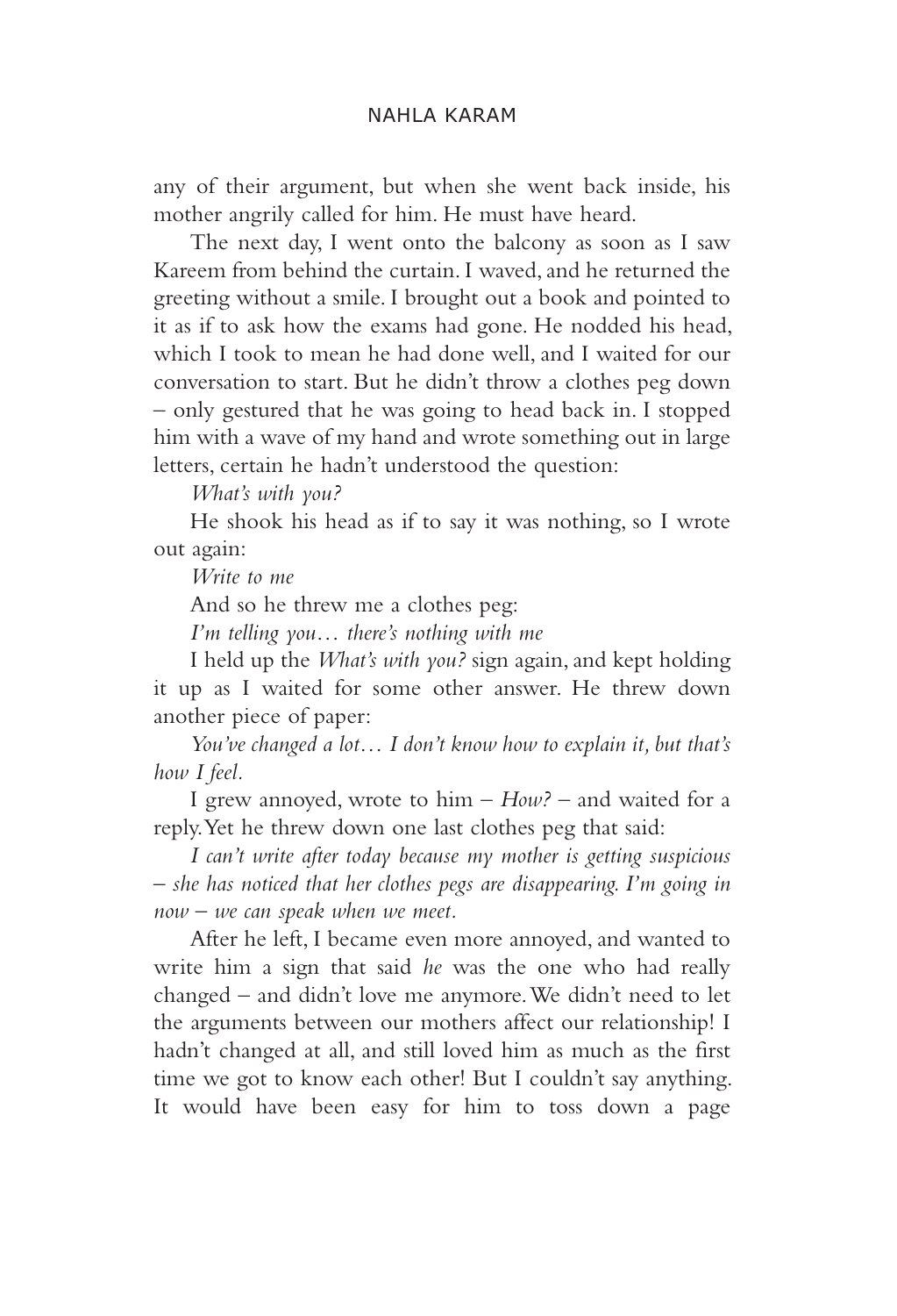any of their argument, but when she went back inside, his mother angrily called for him. He must have heard.

The next day, I went onto the balcony as soon as I saw Kareem from behind the curtain. I waved, and he returned the greeting without a smile. I brought out a book and pointed to it as if to ask how the exams had gone. He nodded his head, which I took to mean he had done well, and I waited for our conversation to start. But he didn't throw a clothes peg down – only gestured that he was going to head back in. I stopped him with a wave of my hand and wrote something out in large letters, certain he hadn't understood the question:

*What's with you?*

He shook his head as if to say it was nothing, so I wrote out again:

*Write to me*

And so he threw me a clothes peg:

*I'm telling you… there's nothing with me*

I held up the *What's with you?* sign again, and kept holding it up as I waited for some other answer. He threw down another piece of paper:

*You've changed a lot… I don't know how to explain it, but that's how I feel.*

I grew annoyed, wrote to him – *How?* – and waited for a reply. Yet he threw down one last clothes peg that said:

*I can't write after today because my mother is getting suspicious – she has noticed that her clothes pegs are disappearing. I'm going in now – we can speak when we meet.*

After he left, I became even more annoyed, and wanted to write him a sign that said *he* was the one who had really changed – and didn't love me anymore. We didn't need to let the arguments between our mothers affect our relationship! I hadn't changed at all, and still loved him as much as the first time we got to know each other! But I couldn't say anything. It would have been easy for him to toss down a page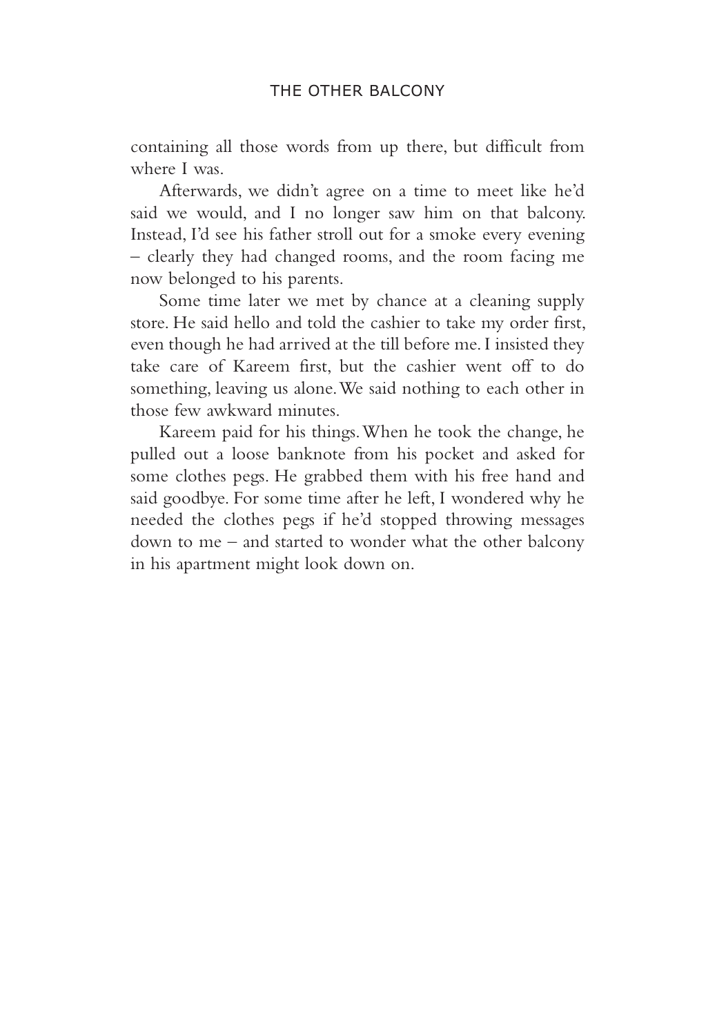containing all those words from up there, but difficult from where I was.

Afterwards, we didn't agree on a time to meet like he'd said we would, and I no longer saw him on that balcony. Instead, I'd see his father stroll out for a smoke every evening – clearly they had changed rooms, and the room facing me now belonged to his parents.

Some time later we met by chance at a cleaning supply store. He said hello and told the cashier to take my order first, even though he had arrived at the till before me. I insisted they take care of Kareem first, but the cashier went off to do something, leaving us alone. We said nothing to each other in those few awkward minutes.

Kareem paid for his things. When he took the change, he pulled out a loose banknote from his pocket and asked for some clothes pegs. He grabbed them with his free hand and said goodbye. For some time after he left, I wondered why he needed the clothes pegs if he'd stopped throwing messages down to me – and started to wonder what the other balcony in his apartment might look down on.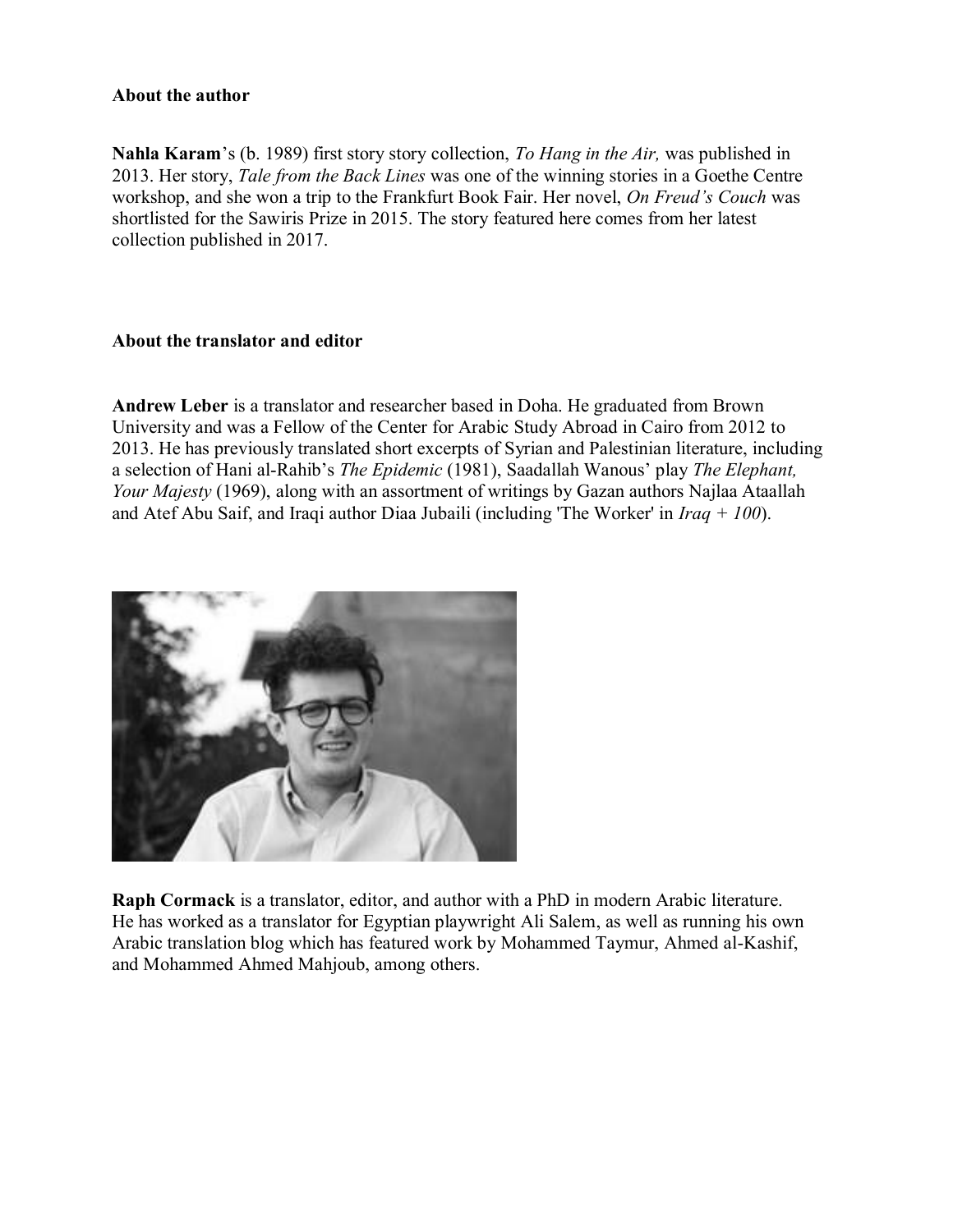**About the author**

**Nahla Karam**'s (b. 1989) first story story collection, *To Hang in the Air,* was published in 2013. Her story, *Tale from the Back Lines* was one of the winning stories in a Goethe Centre workshop, and she won a trip to the Frankfurt Book Fair. Her novel, *On Freud's Couch* was shortlisted for the Sawiris Prize in 2015. The story featured here comes from her latest collection published in 2017.

**About the translator and editor**

**Andrew Leber** is a translator and researcher based in Doha. He graduated from Brown University and was a Fellow of the Center for Arabic Study Abroad in Cairo from 2012 to 2013. He has previously translated short excerpts of Syrian and Palestinian literature, including a selection of Hani al-Rahib's *The Epidemic* (1981), Saadallah Wanous' play *The Elephant, Your Majesty* (1969), along with an assortment of writings by Gazan authors Najlaa Ataallah and Atef Abu Saif, and Iraqi author Diaa Jubaili (including 'The Worker' in *Iraq + 100*).

**Raph Cormack** is a translator, editor, and author with a PhD in modern Arabic literature. He has worked as a translator for Egyptian playwright Ali Salem, as well as running his own Arabic translation blog which has featured work by Mohammed Taymur, Ahmed al-Kashif, and Mohammed Ahmed Mahjoub, among others.